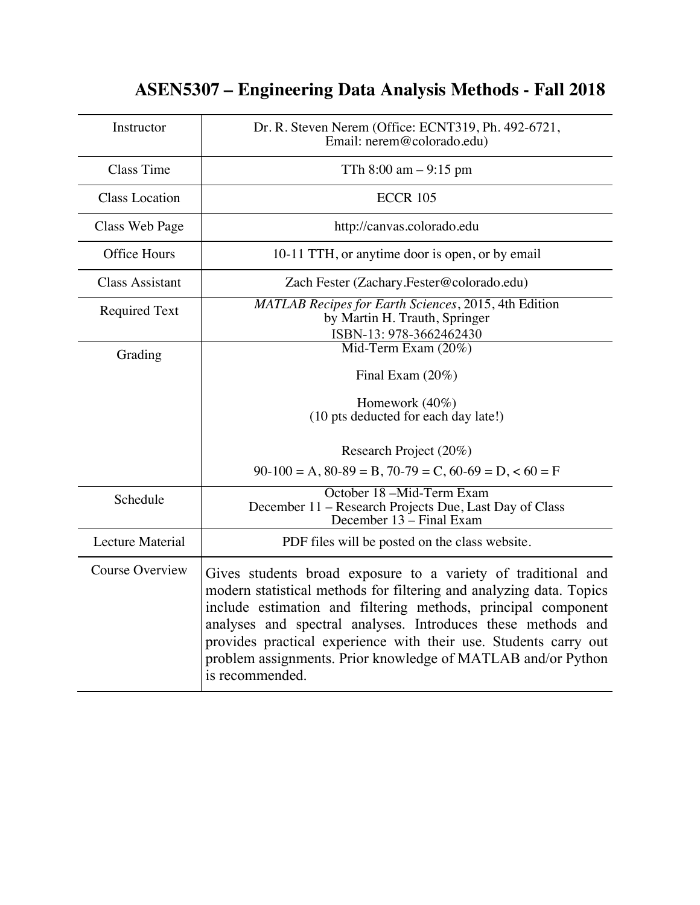# ASEN5307 – Engineering Data Analysis Methods - Fall 2018

| | |
|---|---|
| Instructor | Dr. R. Steven Nerem (Office: ECNT319, Ph. 492-6721, Email: nerem@colorado.edu) |
| Class Time | TTh 8:00 am – 9:15 pm |
| Class Location | ECCR 105 |
| Class Web Page | http://canvas.colorado.edu |
| Office Hours | 10-11 TTH, or anytime door is open, or by email |
| Class Assistant | Zach Fester (Zachary.Fester@colorado.edu) |
| Required Text | *MATLAB Recipes for Earth Sciences*, 2015, 4th Edition by Martin H. Trauth, Springer ISBN-13: 978-3662462430 |
| Grading | Mid-Term Exam (20%)<br>Final Exam (20%)<br>Homework (40%)<br>(10 pts deducted for each day late!)<br>Research Project (20%)<br>90-100 = A, 80-89 = B, 70-79 = C, 60-69 = D, < 60 = F |
| Schedule | October 18 –Mid-Term Exam<br>December 11 – Research Projects Due, Last Day of Class<br>December 13 – Final Exam |
| Lecture Material | PDF files will be posted on the class website. |
| Course Overview | Gives students broad exposure to a variety of traditional and modern statistical methods for filtering and analyzing data. Topics include estimation and filtering methods, principal component analyses and spectral analyses. Introduces these methods and provides practical experience with their use. Students carry out problem assignments. Prior knowledge of MATLAB and/or Python is recommended. |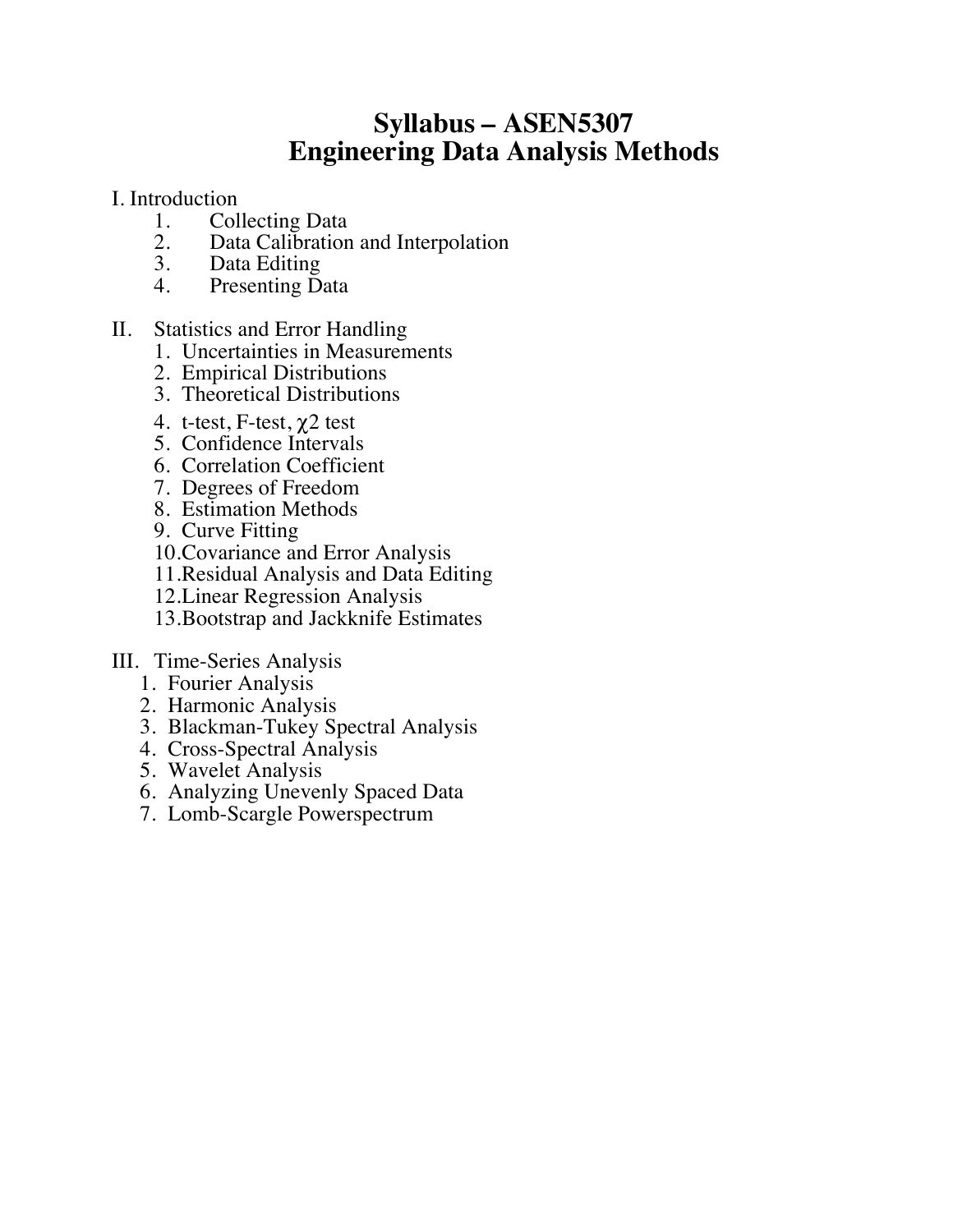# Syllabus – ASEN5307
# Engineering Data Analysis Methods

I. Introduction

1. Collecting Data
2. Data Calibration and Interpolation
3. Data Editing
4. Presenting Data

II. Statistics and Error Handling

1. Uncertainties in Measurements
2. Empirical Distributions
3. Theoretical Distributions
4. t-test, F-test, $\chi 2$ test
5. Confidence Intervals
6. Correlation Coefficient
7. Degrees of Freedom
8. Estimation Methods
9. Curve Fitting
10. Covariance and Error Analysis
11. Residual Analysis and Data Editing
12. Linear Regression Analysis
13. Bootstrap and Jackknife Estimates

III. Time-Series Analysis

1. Fourier Analysis
2. Harmonic Analysis
3. Blackman-Tukey Spectral Analysis
4. Cross-Spectral Analysis
5. Wavelet Analysis
6. Analyzing Unevenly Spaced Data
7. Lomb-Scargle Powerspectrum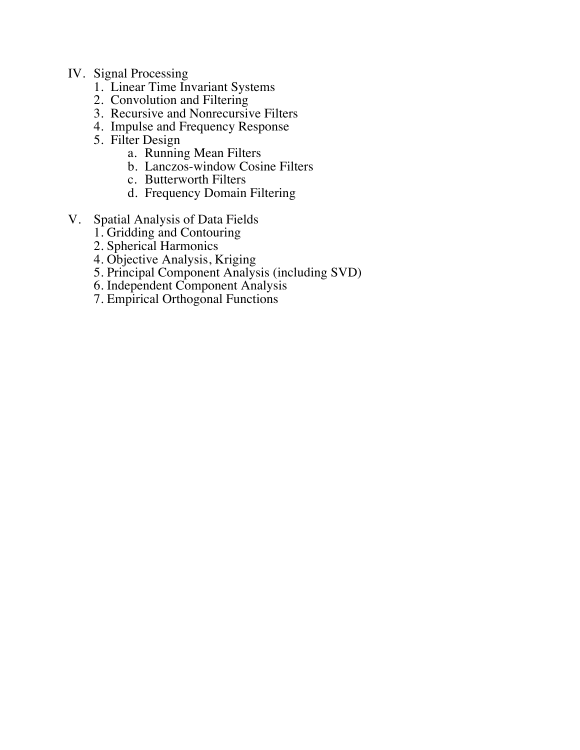IV. Signal Processing
   1. Linear Time Invariant Systems
   2. Convolution and Filtering
   3. Recursive and Nonrecursive Filters
   4. Impulse and Frequency Response
   5. Filter Design
      a. Running Mean Filters
      b. Lanczos-window Cosine Filters
      c. Butterworth Filters
      d. Frequency Domain Filtering

V. Spatial Analysis of Data Fields
   1. Gridding and Contouring
   2. Spherical Harmonics
   4. Objective Analysis, Kriging
   5. Principal Component Analysis (including SVD)
   6. Independent Component Analysis
   7. Empirical Orthogonal Functions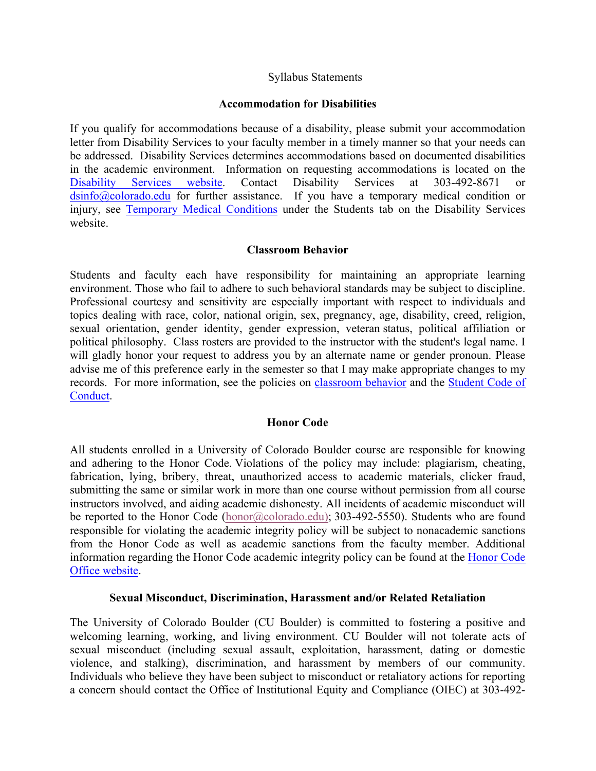Syllabus Statements

## Accommodation for Disabilities

If you qualify for accommodations because of a disability, please submit your accommodation letter from Disability Services to your faculty member in a timely manner so that your needs can be addressed. Disability Services determines accommodations based on documented disabilities in the academic environment. Information on requesting accommodations is located on the Disability Services website. Contact Disability Services at 303-492-8671 or dsinfo@colorado.edu for further assistance. If you have a temporary medical condition or injury, see Temporary Medical Conditions under the Students tab on the Disability Services website.

## Classroom Behavior

Students and faculty each have responsibility for maintaining an appropriate learning environment. Those who fail to adhere to such behavioral standards may be subject to discipline. Professional courtesy and sensitivity are especially important with respect to individuals and topics dealing with race, color, national origin, sex, pregnancy, age, disability, creed, religion, sexual orientation, gender identity, gender expression, veteran status, political affiliation or political philosophy. Class rosters are provided to the instructor with the student's legal name. I will gladly honor your request to address you by an alternate name or gender pronoun. Please advise me of this preference early in the semester so that I may make appropriate changes to my records. For more information, see the policies on classroom behavior and the Student Code of Conduct.

## Honor Code

All students enrolled in a University of Colorado Boulder course are responsible for knowing and adhering to the Honor Code. Violations of the policy may include: plagiarism, cheating, fabrication, lying, bribery, threat, unauthorized access to academic materials, clicker fraud, submitting the same or similar work in more than one course without permission from all course instructors involved, and aiding academic dishonesty. All incidents of academic misconduct will be reported to the Honor Code (honor@colorado.edu); 303-492-5550). Students who are found responsible for violating the academic integrity policy will be subject to nonacademic sanctions from the Honor Code as well as academic sanctions from the faculty member. Additional information regarding the Honor Code academic integrity policy can be found at the Honor Code Office website.

## Sexual Misconduct, Discrimination, Harassment and/or Related Retaliation

The University of Colorado Boulder (CU Boulder) is committed to fostering a positive and welcoming learning, working, and living environment. CU Boulder will not tolerate acts of sexual misconduct (including sexual assault, exploitation, harassment, dating or domestic violence, and stalking), discrimination, and harassment by members of our community. Individuals who believe they have been subject to misconduct or retaliatory actions for reporting a concern should contact the Office of Institutional Equity and Compliance (OIEC) at 303-492-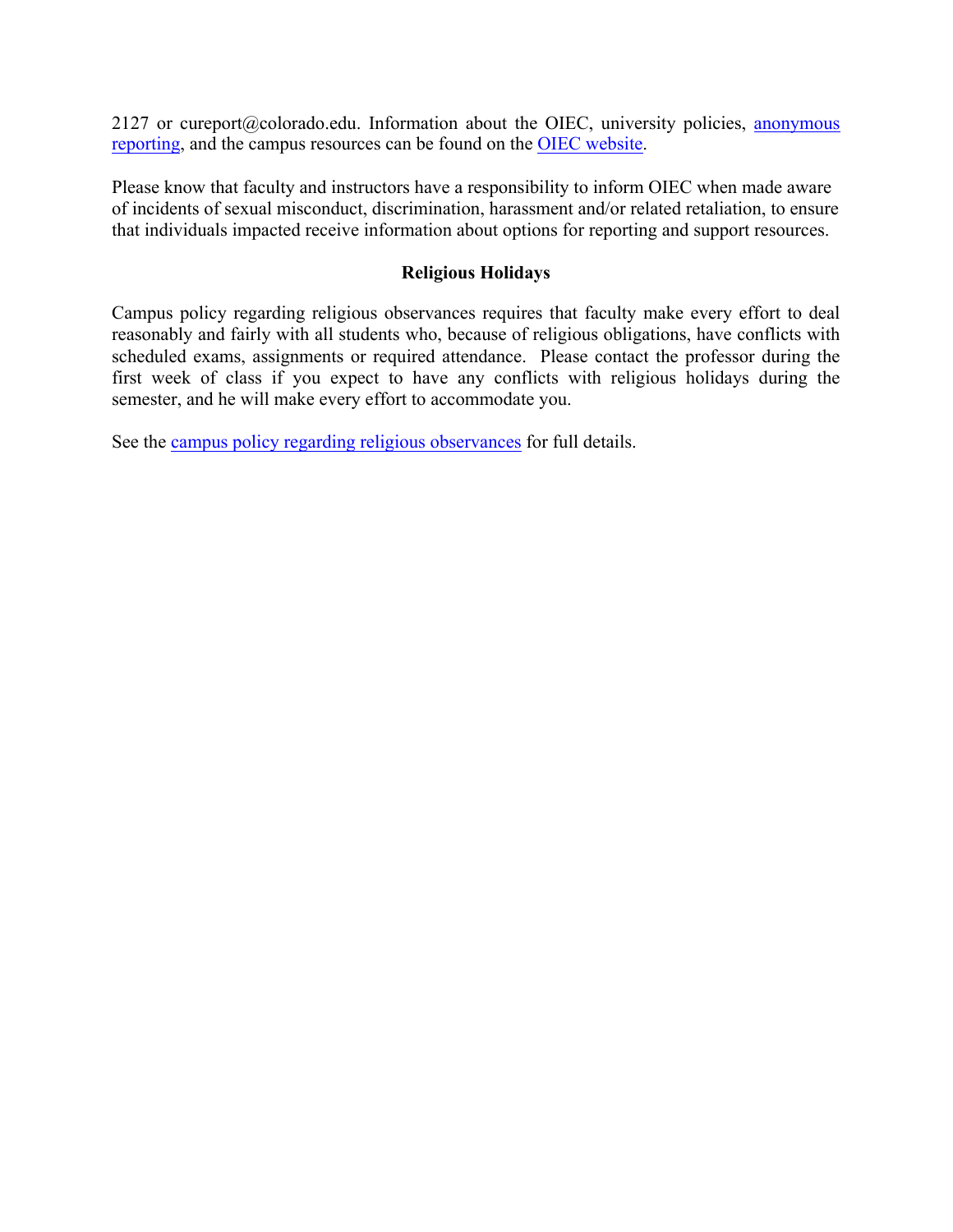2127 or cureport@colorado.edu. Information about the OIEC, university policies, anonymous reporting, and the campus resources can be found on the OIEC website.

Please know that faculty and instructors have a responsibility to inform OIEC when made aware of incidents of sexual misconduct, discrimination, harassment and/or related retaliation, to ensure that individuals impacted receive information about options for reporting and support resources.

**Religious Holidays**

Campus policy regarding religious observances requires that faculty make every effort to deal reasonably and fairly with all students who, because of religious obligations, have conflicts with scheduled exams, assignments or required attendance. Please contact the professor during the first week of class if you expect to have any conflicts with religious holidays during the semester, and he will make every effort to accommodate you.

See the campus policy regarding religious observances for full details.